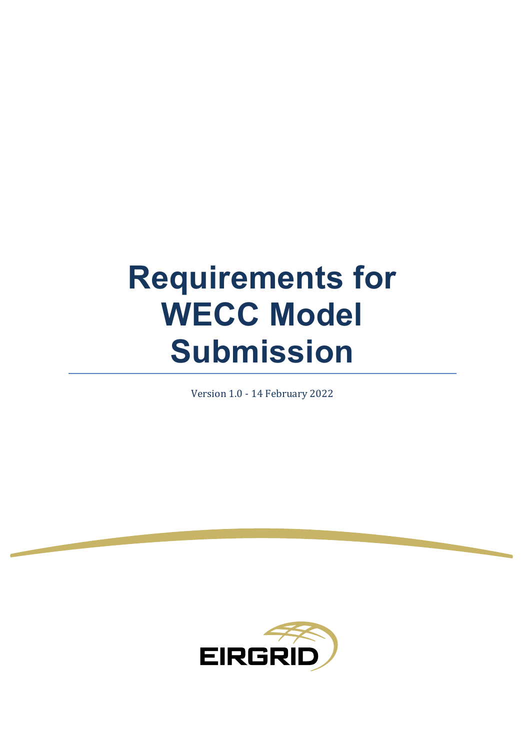# Requirements for WECC Model Submission

Version 1.0 - 14 February 2022

EIRGRID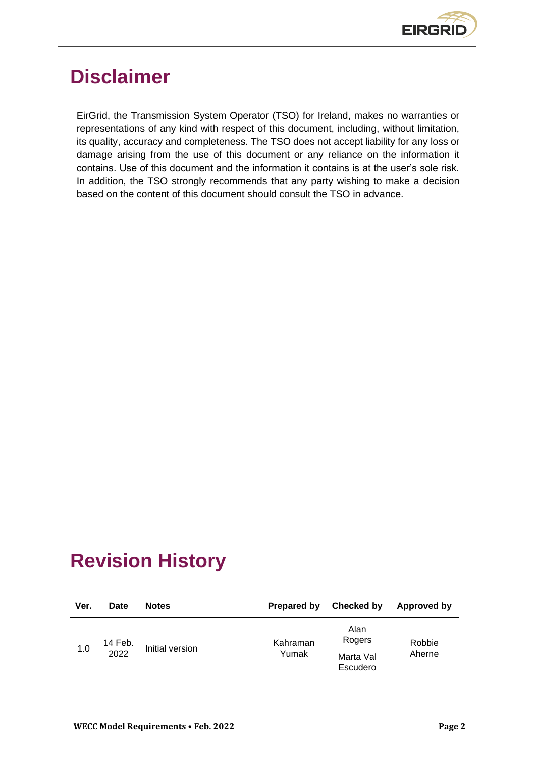# Disclaimer

EirGrid, the Transmission System Operator (TSO) for Ireland, makes no warranties or representations of any kind with respect of this document, including, without limitation, its quality, accuracy and completeness. The TSO does not accept liability for any loss or damage arising from the use of this document or any reliance on the information it contains. Use of this document and the information it contains is at the user's sole risk. In addition, the TSO strongly recommends that any party wishing to make a decision based on the content of this document should consult the TSO in advance.

# Revision History

| Ver. | Date | Notes | Prepared by | Checked by | Approved by |
|---|---|---|---|---|---|
| 1.0 | 14 Feb. 2022 | Initial version | Kahraman Yumak | Alan Rogers<br>Marta Val Escudero | Robbie Aherne |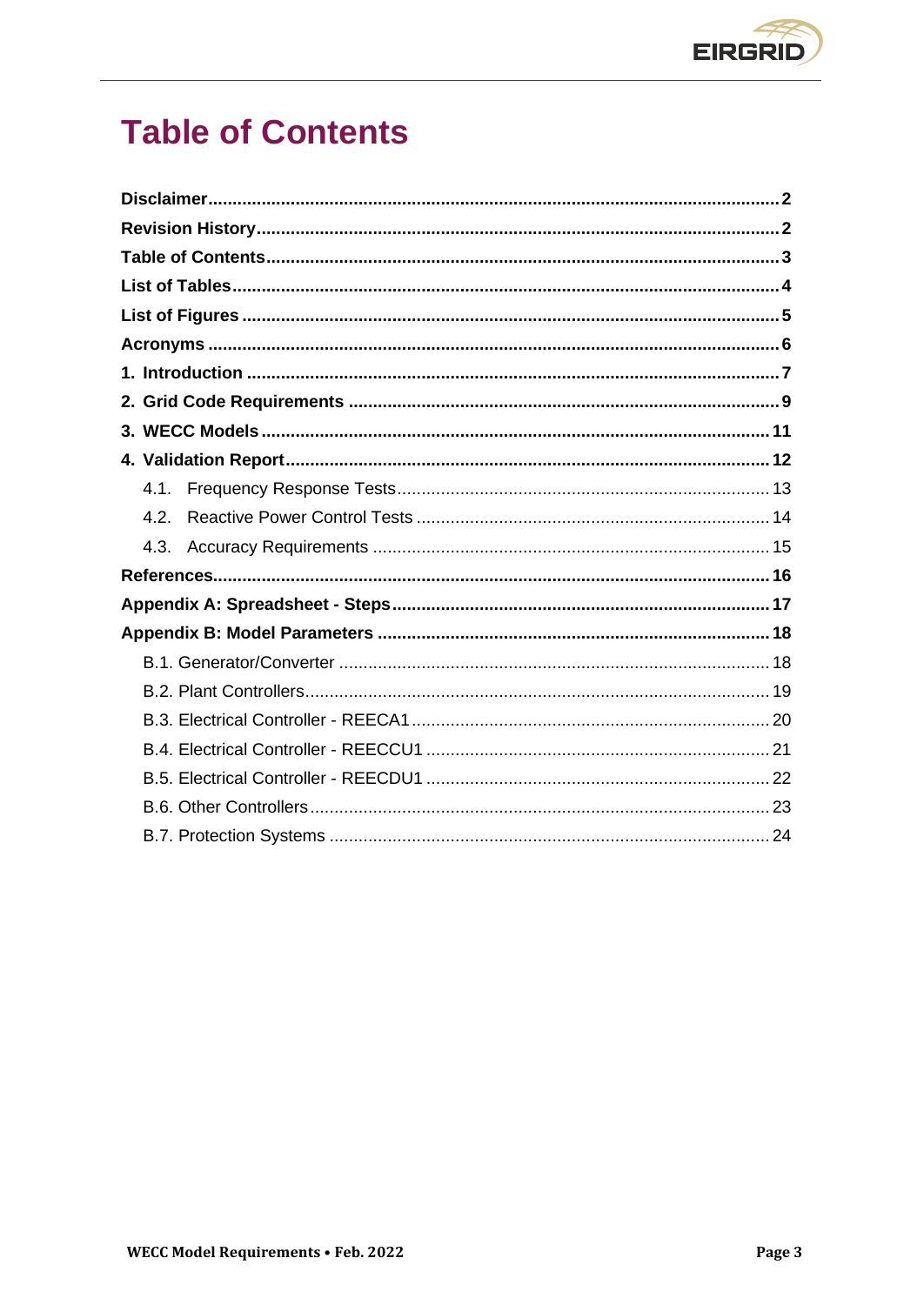# Table of Contents

**Disclaimer** .......... **2**

**Revision History** .......... **2**

**Table of Contents** .......... **3**

**List of Tables** .......... **4**

**List of Figures** .......... **5**

**Acronyms** .......... **6**

**1. Introduction** .......... **7**

**2. Grid Code Requirements** .......... **9**

**3. WECC Models** .......... **11**

**4. Validation Report** .......... **12**

- 4.1. Frequency Response Tests .......... 13
- 4.2. Reactive Power Control Tests .......... 14
- 4.3. Accuracy Requirements .......... 15

**References** .......... **16**

**Appendix A: Spreadsheet - Steps** .......... **17**

**Appendix B: Model Parameters** .......... **18**

- B.1. Generator/Converter .......... 18
- B.2. Plant Controllers .......... 19
- B.3. Electrical Controller - REECA1 .......... 20
- B.4. Electrical Controller - REECCU1 .......... 21
- B.5. Electrical Controller - REECDU1 .......... 22
- B.6. Other Controllers .......... 23
- B.7. Protection Systems .......... 24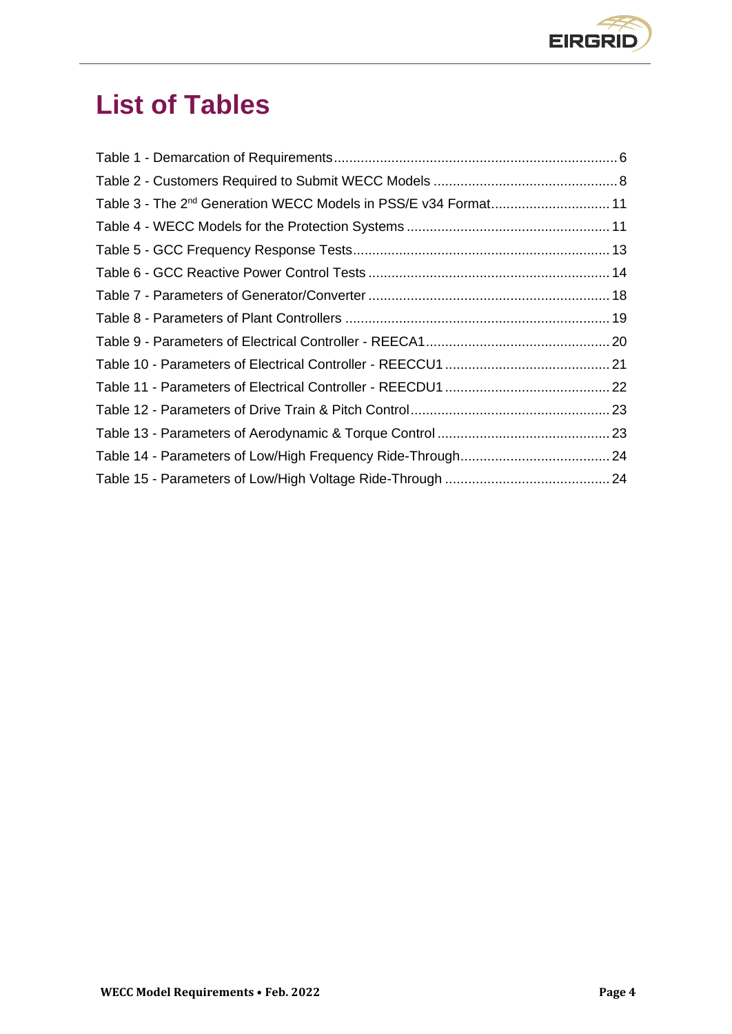# List of Tables

Table 1 - Demarcation of Requirements .......................................................................... 6
Table 2 - Customers Required to Submit WECC Models ................................................ 8
Table 3 - The 2nd Generation WECC Models in PSS/E v34 Format ............................... 11
Table 4 - WECC Models for the Protection Systems ..................................................... 11
Table 5 - GCC Frequency Response Tests ................................................................... 13
Table 6 - GCC Reactive Power Control Tests ............................................................... 14
Table 7 - Parameters of Generator/Converter ............................................................... 18
Table 8 - Parameters of Plant Controllers ..................................................................... 19
Table 9 - Parameters of Electrical Controller - REECA1 ................................................ 20
Table 10 - Parameters of Electrical Controller - REECCU1 ........................................... 21
Table 11 - Parameters of Electrical Controller - REECDU1 ........................................... 22
Table 12 - Parameters of Drive Train & Pitch Control .................................................... 23
Table 13 - Parameters of Aerodynamic & Torque Control ............................................. 23
Table 14 - Parameters of Low/High Frequency Ride-Through ....................................... 24
Table 15 - Parameters of Low/High Voltage Ride-Through ........................................... 24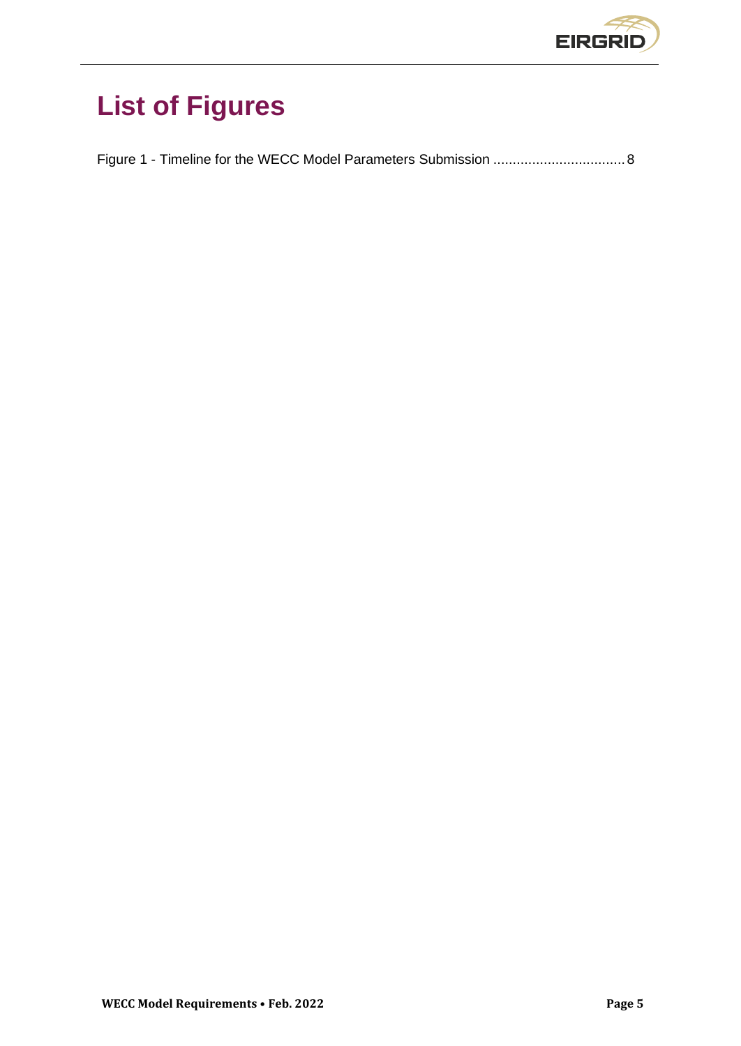# List of Figures

Figure 1 - Timeline for the WECC Model Parameters Submission .................................. 8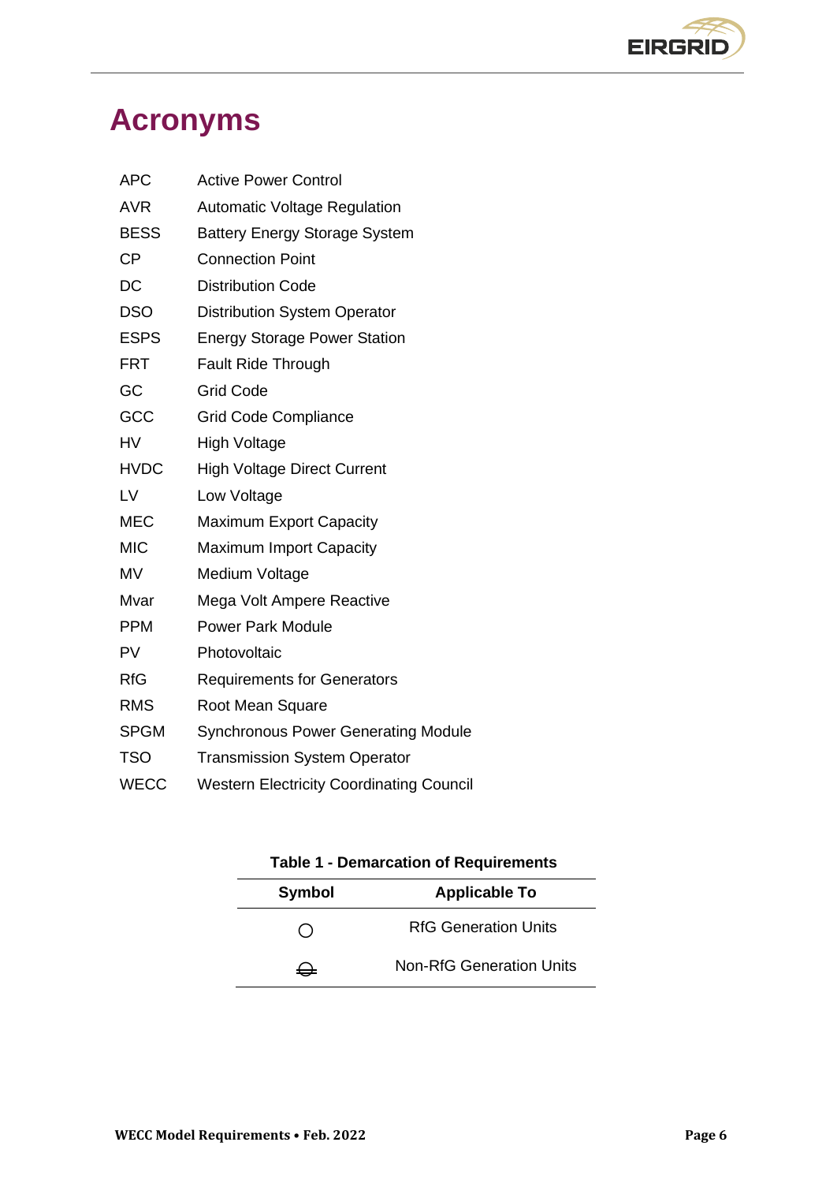# Acronyms

| | |
|---|---|
| APC | Active Power Control |
| AVR | Automatic Voltage Regulation |
| BESS | Battery Energy Storage System |
| CP | Connection Point |
| DC | Distribution Code |
| DSO | Distribution System Operator |
| ESPS | Energy Storage Power Station |
| FRT | Fault Ride Through |
| GC | Grid Code |
| GCC | Grid Code Compliance |
| HV | High Voltage |
| HVDC | High Voltage Direct Current |
| LV | Low Voltage |
| MEC | Maximum Export Capacity |
| MIC | Maximum Import Capacity |
| MV | Medium Voltage |
| Mvar | Mega Volt Ampere Reactive |
| PPM | Power Park Module |
| PV | Photovoltaic |
| RfG | Requirements for Generators |
| RMS | Root Mean Square |
| SPGM | Synchronous Power Generating Module |
| TSO | Transmission System Operator |
| WECC | Western Electricity Coordinating Council |

**Table 1 - Demarcation of Requirements**

| Symbol | Applicable To |
|---|---|
| ○ | RfG Generation Units |
| ⊖ | Non-RfG Generation Units |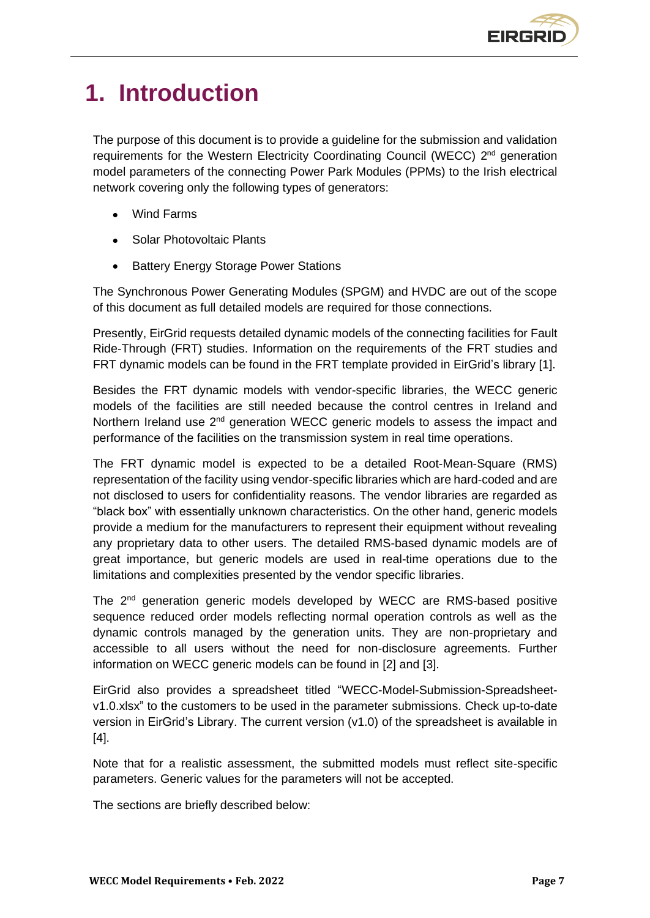# 1. Introduction

The purpose of this document is to provide a guideline for the submission and validation requirements for the Western Electricity Coordinating Council (WECC) 2nd generation model parameters of the connecting Power Park Modules (PPMs) to the Irish electrical network covering only the following types of generators:

- Wind Farms
- Solar Photovoltaic Plants
- Battery Energy Storage Power Stations

The Synchronous Power Generating Modules (SPGM) and HVDC are out of the scope of this document as full detailed models are required for those connections.

Presently, EirGrid requests detailed dynamic models of the connecting facilities for Fault Ride-Through (FRT) studies. Information on the requirements of the FRT studies and FRT dynamic models can be found in the FRT template provided in EirGrid's library [1].

Besides the FRT dynamic models with vendor-specific libraries, the WECC generic models of the facilities are still needed because the control centres in Ireland and Northern Ireland use 2nd generation WECC generic models to assess the impact and performance of the facilities on the transmission system in real time operations.

The FRT dynamic model is expected to be a detailed Root-Mean-Square (RMS) representation of the facility using vendor-specific libraries which are hard-coded and are not disclosed to users for confidentiality reasons. The vendor libraries are regarded as "black box" with essentially unknown characteristics. On the other hand, generic models provide a medium for the manufacturers to represent their equipment without revealing any proprietary data to other users. The detailed RMS-based dynamic models are of great importance, but generic models are used in real-time operations due to the limitations and complexities presented by the vendor specific libraries.

The 2nd generation generic models developed by WECC are RMS-based positive sequence reduced order models reflecting normal operation controls as well as the dynamic controls managed by the generation units. They are non-proprietary and accessible to all users without the need for non-disclosure agreements. Further information on WECC generic models can be found in [2] and [3].

EirGrid also provides a spreadsheet titled "WECC-Model-Submission-Spreadsheet-v1.0.xlsx" to the customers to be used in the parameter submissions. Check up-to-date version in EirGrid's Library. The current version (v1.0) of the spreadsheet is available in [4].

Note that for a realistic assessment, the submitted models must reflect site-specific parameters. Generic values for the parameters will not be accepted.

The sections are briefly described below: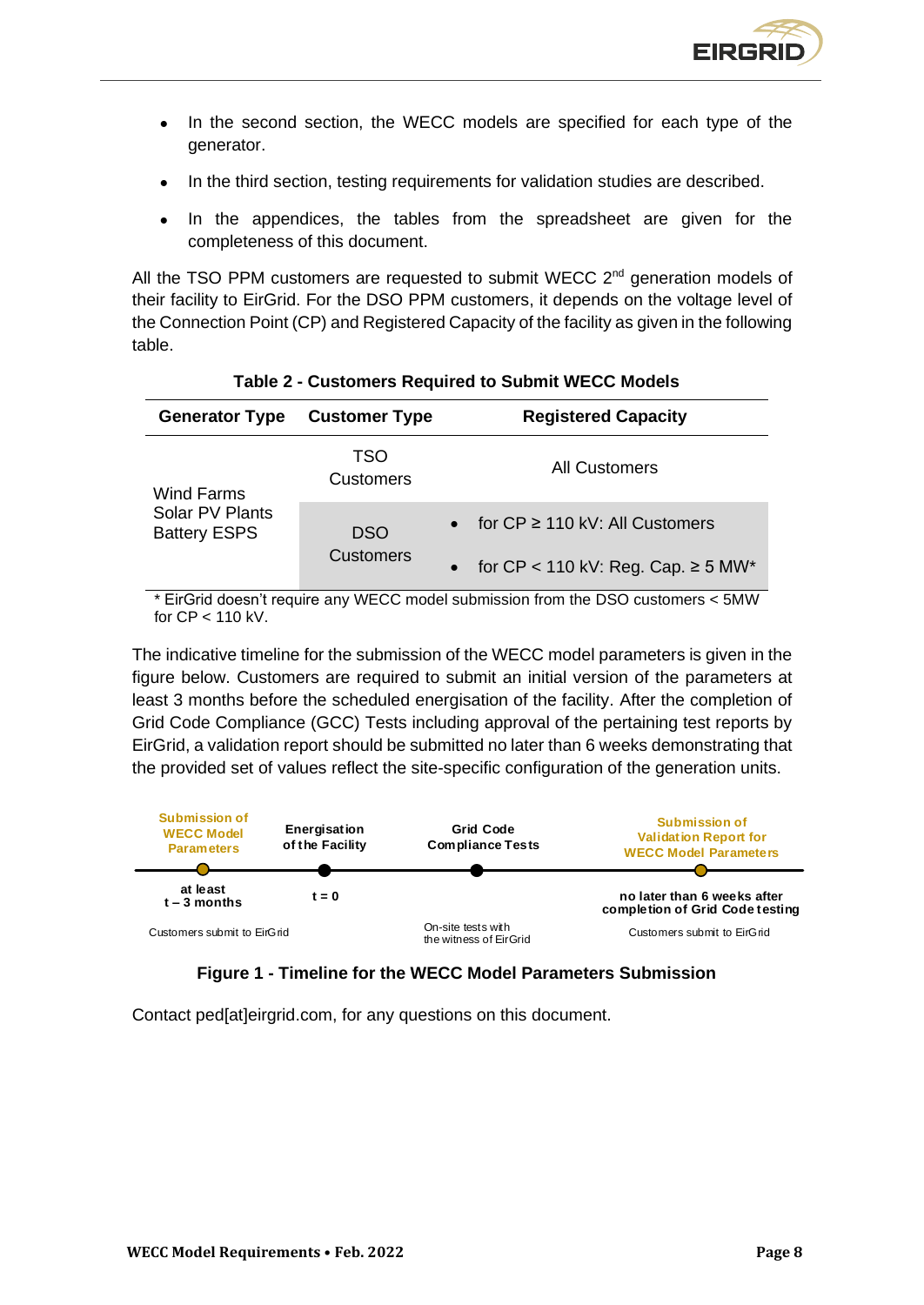- In the second section, the WECC models are specified for each type of the generator.
- In the third section, testing requirements for validation studies are described.
- In the appendices, the tables from the spreadsheet are given for the completeness of this document.

All the TSO PPM customers are requested to submit WECC 2nd generation models of their facility to EirGrid. For the DSO PPM customers, it depends on the voltage level of the Connection Point (CP) and Registered Capacity of the facility as given in the following table.

**Table 2 - Customers Required to Submit WECC Models**

| Generator Type | Customer Type | Registered Capacity |
|---|---|---|
| Wind Farms<br>Solar PV Plants<br>Battery ESPS | TSO Customers | All Customers |
| | DSO Customers | • for CP ≥ 110 kV: All Customers<br>• for CP < 110 kV: Reg. Cap. ≥ 5 MW* |

\* EirGrid doesn't require any WECC model submission from the DSO customers < 5MW for CP < 110 kV.

The indicative timeline for the submission of the WECC model parameters is given in the figure below. Customers are required to submit an initial version of the parameters at least 3 months before the scheduled energisation of the facility. After the completion of Grid Code Compliance (GCC) Tests including approval of the pertaining test reports by EirGrid, a validation report should be submitted no later than 6 weeks demonstrating that the provided set of values reflect the site-specific configuration of the generation units.

| Submission of WECC Model Parameters | Energisation of the Facility | Grid Code Compliance Tests | Submission of Validation Report for WECC Model Parameters |
|---|---|---|---|
| at least t – 3 months | t = 0 | | no later than 6 weeks after completion of Grid Code testing |
| Customers submit to EirGrid | | On-site tests with the witness of EirGrid | Customers submit to EirGrid |

**Figure 1 - Timeline for the WECC Model Parameters Submission**

Contact ped[at]eirgrid.com, for any questions on this document.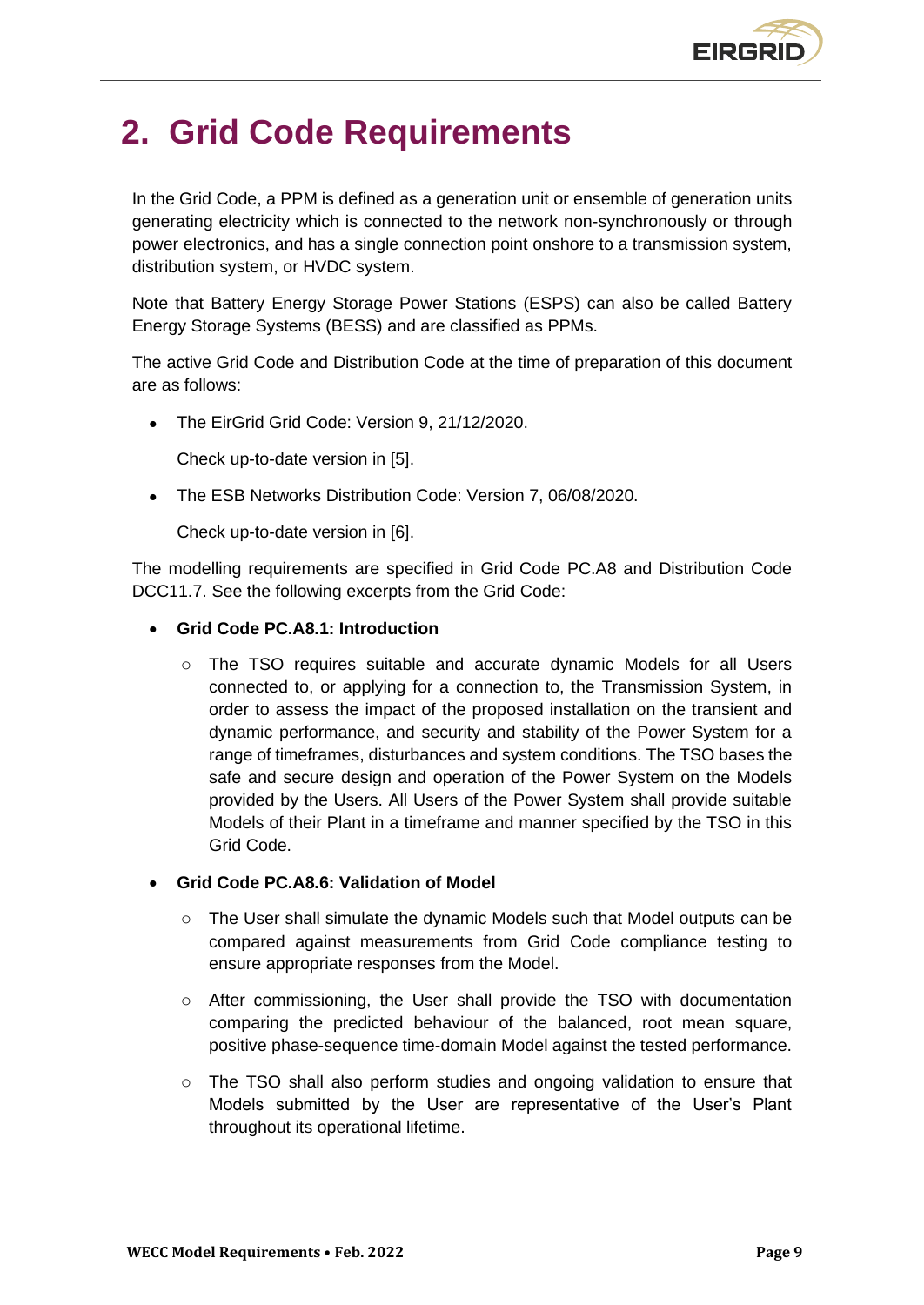# 2. Grid Code Requirements

In the Grid Code, a PPM is defined as a generation unit or ensemble of generation units generating electricity which is connected to the network non-synchronously or through power electronics, and has a single connection point onshore to a transmission system, distribution system, or HVDC system.

Note that Battery Energy Storage Power Stations (ESPS) can also be called Battery Energy Storage Systems (BESS) and are classified as PPMs.

The active Grid Code and Distribution Code at the time of preparation of this document are as follows:

- The EirGrid Grid Code: Version 9, 21/12/2020.

  Check up-to-date version in [5].

- The ESB Networks Distribution Code: Version 7, 06/08/2020.

  Check up-to-date version in [6].

The modelling requirements are specified in Grid Code PC.A8 and Distribution Code DCC11.7. See the following excerpts from the Grid Code:

- **Grid Code PC.A8.1: Introduction**
  - The TSO requires suitable and accurate dynamic Models for all Users connected to, or applying for a connection to, the Transmission System, in order to assess the impact of the proposed installation on the transient and dynamic performance, and security and stability of the Power System for a range of timeframes, disturbances and system conditions. The TSO bases the safe and secure design and operation of the Power System on the Models provided by the Users. All Users of the Power System shall provide suitable Models of their Plant in a timeframe and manner specified by the TSO in this Grid Code.

- **Grid Code PC.A8.6: Validation of Model**
  - The User shall simulate the dynamic Models such that Model outputs can be compared against measurements from Grid Code compliance testing to ensure appropriate responses from the Model.
  - After commissioning, the User shall provide the TSO with documentation comparing the predicted behaviour of the balanced, root mean square, positive phase-sequence time-domain Model against the tested performance.
  - The TSO shall also perform studies and ongoing validation to ensure that Models submitted by the User are representative of the User's Plant throughout its operational lifetime.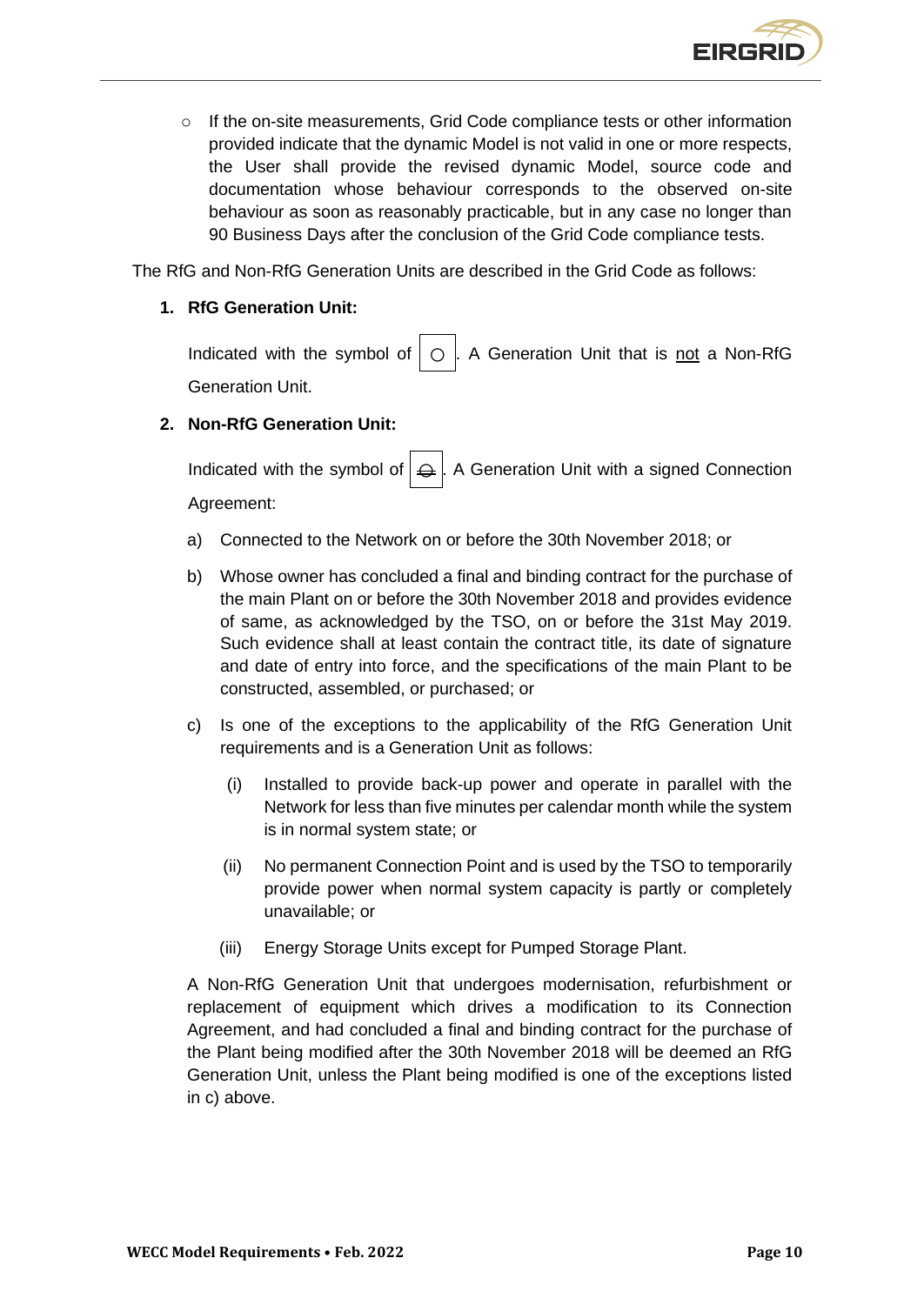- If the on-site measurements, Grid Code compliance tests or other information provided indicate that the dynamic Model is not valid in one or more respects, the User shall provide the revised dynamic Model, source code and documentation whose behaviour corresponds to the observed on-site behaviour as soon as reasonably practicable, but in any case no longer than 90 Business Days after the conclusion of the Grid Code compliance tests.

The RfG and Non-RfG Generation Units are described in the Grid Code as follows:

1. **RfG Generation Unit:**

   Indicated with the symbol of ○. A Generation Unit that is not a Non-RfG Generation Unit.

2. **Non-RfG Generation Unit:**

   Indicated with the symbol of ⊖. A Generation Unit with a signed Connection Agreement:

   a) Connected to the Network on or before the 30th November 2018; or

   b) Whose owner has concluded a final and binding contract for the purchase of the main Plant on or before the 30th November 2018 and provides evidence of same, as acknowledged by the TSO, on or before the 31st May 2019. Such evidence shall at least contain the contract title, its date of signature and date of entry into force, and the specifications of the main Plant to be constructed, assembled, or purchased; or

   c) Is one of the exceptions to the applicability of the RfG Generation Unit requirements and is a Generation Unit as follows:

      (i) Installed to provide back-up power and operate in parallel with the Network for less than five minutes per calendar month while the system is in normal system state; or

      (ii) No permanent Connection Point and is used by the TSO to temporarily provide power when normal system capacity is partly or completely unavailable; or

      (iii) Energy Storage Units except for Pumped Storage Plant.

   A Non-RfG Generation Unit that undergoes modernisation, refurbishment or replacement of equipment which drives a modification to its Connection Agreement, and had concluded a final and binding contract for the purchase of the Plant being modified after the 30th November 2018 will be deemed an RfG Generation Unit, unless the Plant being modified is one of the exceptions listed in c) above.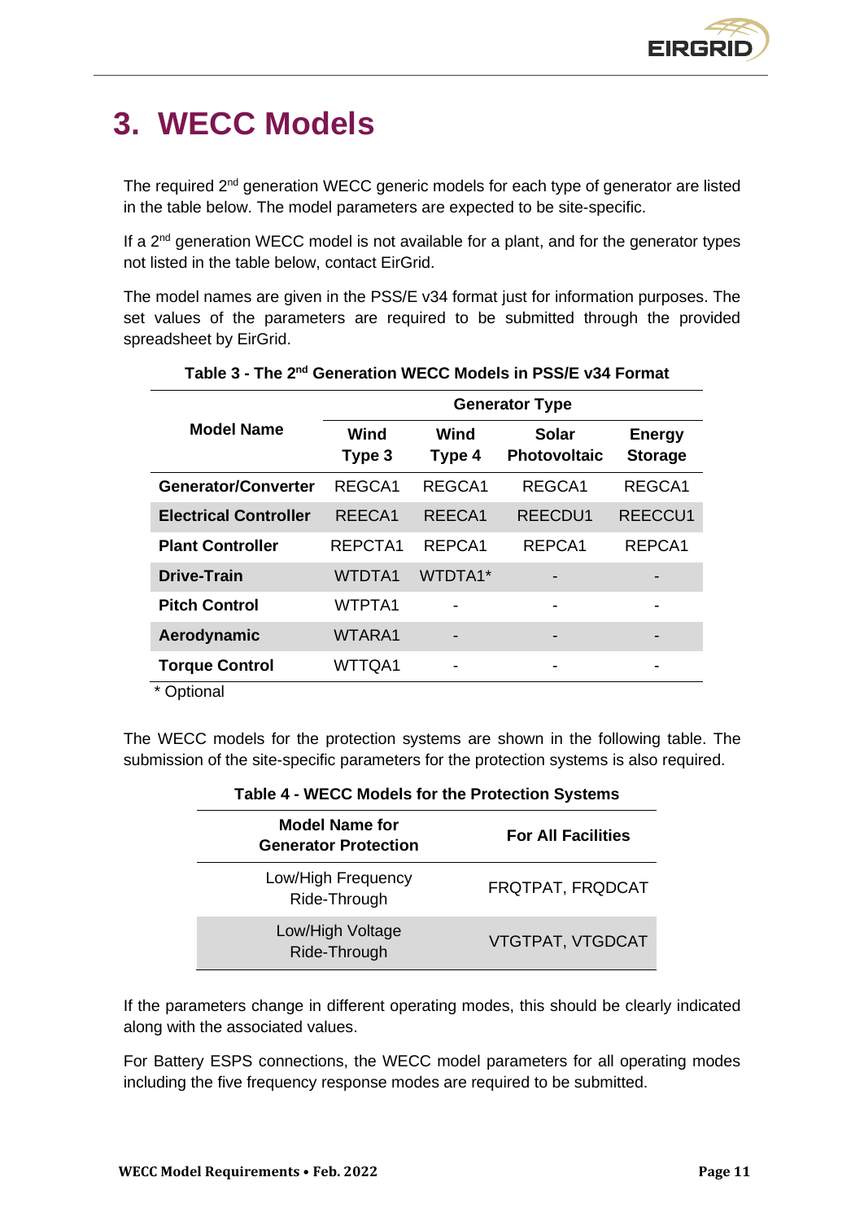# 3. WECC Models

The required 2nd generation WECC generic models for each type of generator are listed in the table below. The model parameters are expected to be site-specific.

If a 2nd generation WECC model is not available for a plant, and for the generator types not listed in the table below, contact EirGrid.

The model names are given in the PSS/E v34 format just for information purposes. The set values of the parameters are required to be submitted through the provided spreadsheet by EirGrid.

**Table 3 - The 2nd Generation WECC Models in PSS/E v34 Format**

| Model Name | Generator Type | | | |
|---|---|---|---|---|
| | **Wind Type 3** | **Wind Type 4** | **Solar Photovoltaic** | **Energy Storage** |
| **Generator/Converter** | REGCA1 | REGCA1 | REGCA1 | REGCA1 |
| **Electrical Controller** | REECA1 | REECA1 | REECDU1 | REECCU1 |
| **Plant Controller** | REPCTA1 | REPCA1 | REPCA1 | REPCA1 |
| **Drive-Train** | WTDTA1 | WTDTA1* | - | - |
| **Pitch Control** | WTPTA1 | - | - | - |
| **Aerodynamic** | WTARA1 | - | - | - |
| **Torque Control** | WTTQA1 | - | - | - |

* Optional

The WECC models for the protection systems are shown in the following table. The submission of the site-specific parameters for the protection systems is also required.

**Table 4 - WECC Models for the Protection Systems**

| Model Name for Generator Protection | For All Facilities |
|---|---|
| Low/High Frequency Ride-Through | FRQTPAT, FRQDCAT |
| Low/High Voltage Ride-Through | VTGTPAT, VTGDCAT |

If the parameters change in different operating modes, this should be clearly indicated along with the associated values.

For Battery ESPS connections, the WECC model parameters for all operating modes including the five frequency response modes are required to be submitted.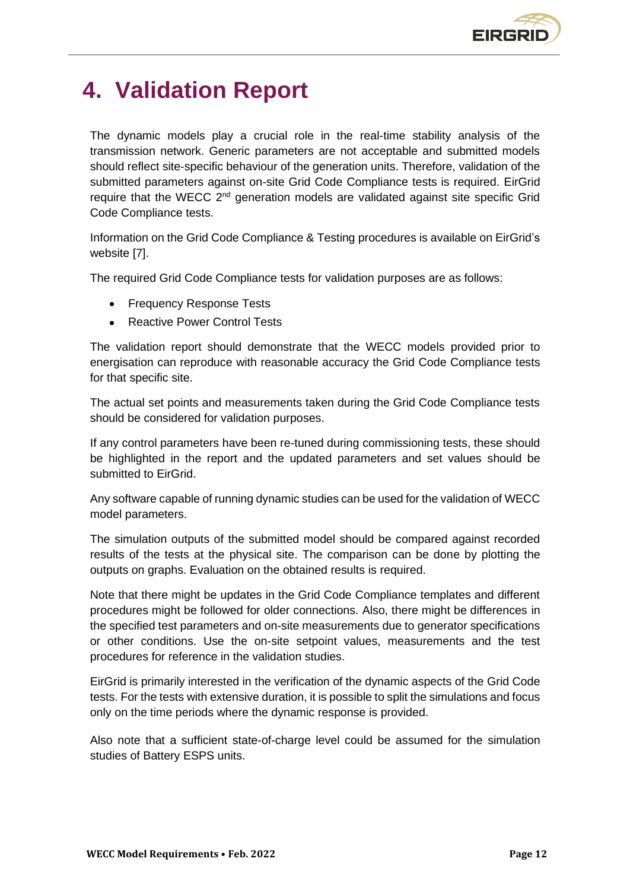# 4. Validation Report

The dynamic models play a crucial role in the real-time stability analysis of the transmission network. Generic parameters are not acceptable and submitted models should reflect site-specific behaviour of the generation units. Therefore, validation of the submitted parameters against on-site Grid Code Compliance tests is required. EirGrid require that the WECC 2nd generation models are validated against site specific Grid Code Compliance tests.

Information on the Grid Code Compliance & Testing procedures is available on EirGrid's website [7].

The required Grid Code Compliance tests for validation purposes are as follows:

- Frequency Response Tests
- Reactive Power Control Tests

The validation report should demonstrate that the WECC models provided prior to energisation can reproduce with reasonable accuracy the Grid Code Compliance tests for that specific site.

The actual set points and measurements taken during the Grid Code Compliance tests should be considered for validation purposes.

If any control parameters have been re-tuned during commissioning tests, these should be highlighted in the report and the updated parameters and set values should be submitted to EirGrid.

Any software capable of running dynamic studies can be used for the validation of WECC model parameters.

The simulation outputs of the submitted model should be compared against recorded results of the tests at the physical site. The comparison can be done by plotting the outputs on graphs. Evaluation on the obtained results is required.

Note that there might be updates in the Grid Code Compliance templates and different procedures might be followed for older connections. Also, there might be differences in the specified test parameters and on-site measurements due to generator specifications or other conditions. Use the on-site setpoint values, measurements and the test procedures for reference in the validation studies.

EirGrid is primarily interested in the verification of the dynamic aspects of the Grid Code tests. For the tests with extensive duration, it is possible to split the simulations and focus only on the time periods where the dynamic response is provided.

Also note that a sufficient state-of-charge level could be assumed for the simulation studies of Battery ESPS units.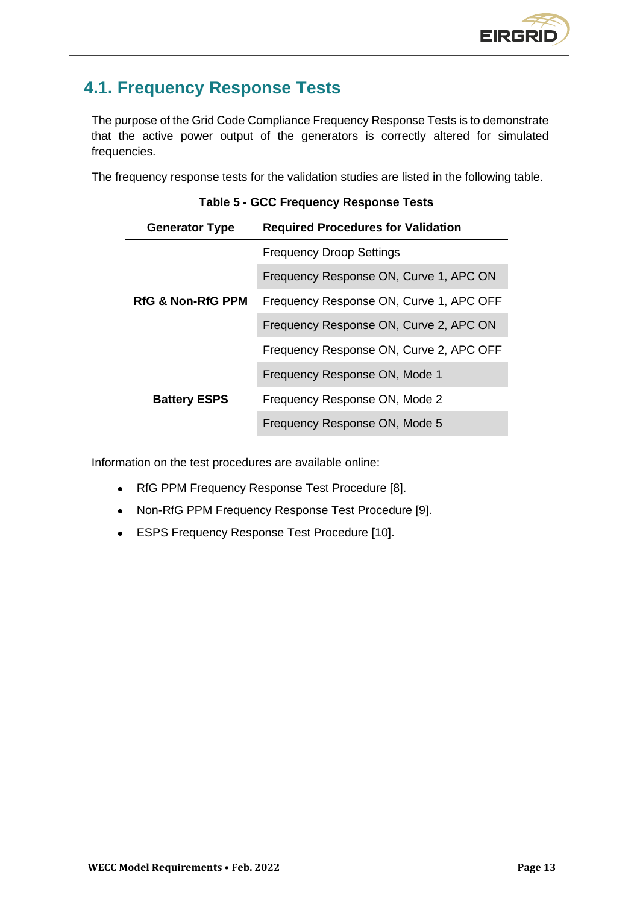## 4.1. Frequency Response Tests

The purpose of the Grid Code Compliance Frequency Response Tests is to demonstrate that the active power output of the generators is correctly altered for simulated frequencies.

The frequency response tests for the validation studies are listed in the following table.

**Table 5 - GCC Frequency Response Tests**

| Generator Type | Required Procedures for Validation |
|---|---|
| **RfG & Non-RfG PPM** | Frequency Droop Settings |
| | Frequency Response ON, Curve 1, APC ON |
| | Frequency Response ON, Curve 1, APC OFF |
| | Frequency Response ON, Curve 2, APC ON |
| | Frequency Response ON, Curve 2, APC OFF |
| **Battery ESPS** | Frequency Response ON, Mode 1 |
| | Frequency Response ON, Mode 2 |
| | Frequency Response ON, Mode 5 |

Information on the test procedures are available online:

- RfG PPM Frequency Response Test Procedure [8].
- Non-RfG PPM Frequency Response Test Procedure [9].
- ESPS Frequency Response Test Procedure [10].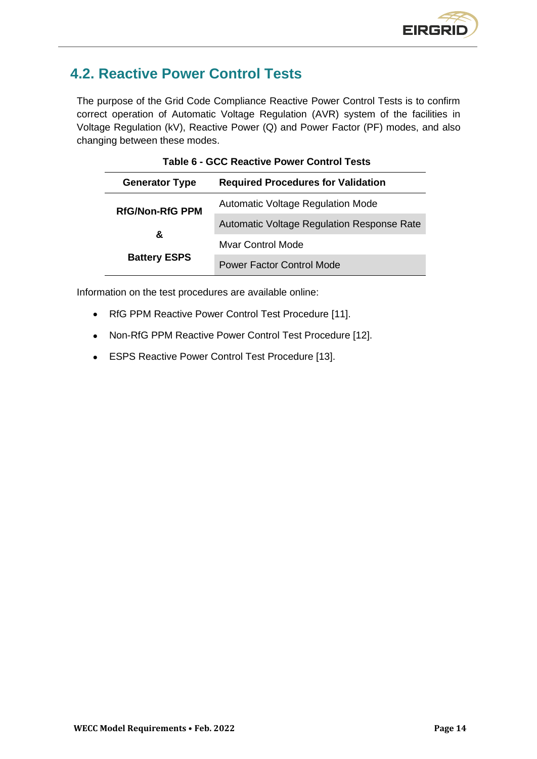## 4.2. Reactive Power Control Tests

The purpose of the Grid Code Compliance Reactive Power Control Tests is to confirm correct operation of Automatic Voltage Regulation (AVR) system of the facilities in Voltage Regulation (kV), Reactive Power (Q) and Power Factor (PF) modes, and also changing between these modes.

**Table 6 - GCC Reactive Power Control Tests**

| Generator Type | Required Procedures for Validation |
|---|---|
| **RfG/Non-RfG PPM & Battery ESPS** | Automatic Voltage Regulation Mode |
| | Automatic Voltage Regulation Response Rate |
| | Mvar Control Mode |
| | Power Factor Control Mode |

Information on the test procedures are available online:

- RfG PPM Reactive Power Control Test Procedure [11].
- Non-RfG PPM Reactive Power Control Test Procedure [12].
- ESPS Reactive Power Control Test Procedure [13].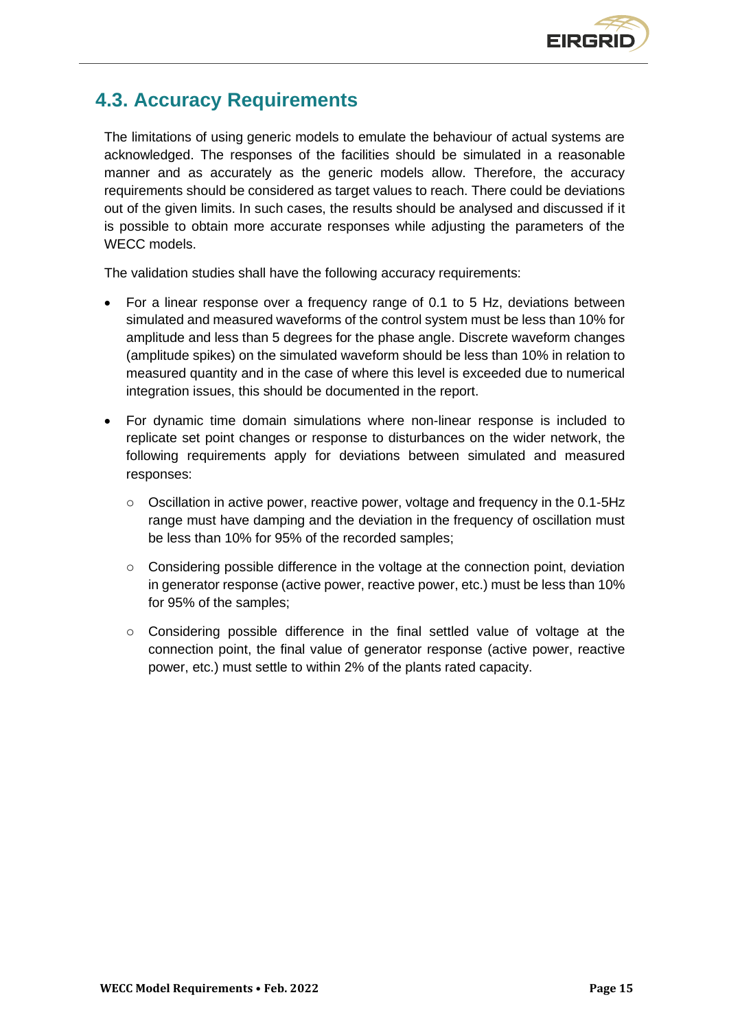## 4.3. Accuracy Requirements

The limitations of using generic models to emulate the behaviour of actual systems are acknowledged. The responses of the facilities should be simulated in a reasonable manner and as accurately as the generic models allow. Therefore, the accuracy requirements should be considered as target values to reach. There could be deviations out of the given limits. In such cases, the results should be analysed and discussed if it is possible to obtain more accurate responses while adjusting the parameters of the WECC models.

The validation studies shall have the following accuracy requirements:

- For a linear response over a frequency range of 0.1 to 5 Hz, deviations between simulated and measured waveforms of the control system must be less than 10% for amplitude and less than 5 degrees for the phase angle. Discrete waveform changes (amplitude spikes) on the simulated waveform should be less than 10% in relation to measured quantity and in the case of where this level is exceeded due to numerical integration issues, this should be documented in the report.
- For dynamic time domain simulations where non-linear response is included to replicate set point changes or response to disturbances on the wider network, the following requirements apply for deviations between simulated and measured responses:
  - Oscillation in active power, reactive power, voltage and frequency in the 0.1-5Hz range must have damping and the deviation in the frequency of oscillation must be less than 10% for 95% of the recorded samples;
  - Considering possible difference in the voltage at the connection point, deviation in generator response (active power, reactive power, etc.) must be less than 10% for 95% of the samples;
  - Considering possible difference in the final settled value of voltage at the connection point, the final value of generator response (active power, reactive power, etc.) must settle to within 2% of the plants rated capacity.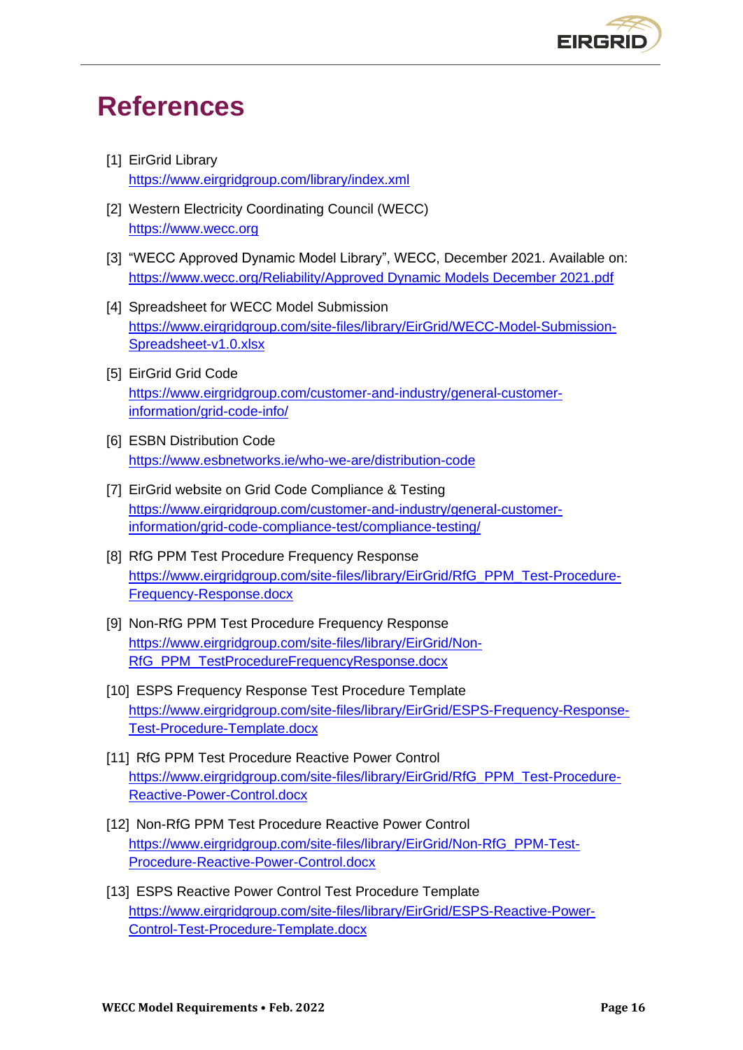# References

[1] EirGrid Library
https://www.eirgridgroup.com/library/index.xml

[2] Western Electricity Coordinating Council (WECC)
https://www.wecc.org

[3] "WECC Approved Dynamic Model Library", WECC, December 2021. Available on: https://www.wecc.org/Reliability/Approved Dynamic Models December 2021.pdf

[4] Spreadsheet for WECC Model Submission
https://www.eirgridgroup.com/site-files/library/EirGrid/WECC-Model-Submission-Spreadsheet-v1.0.xlsx

[5] EirGrid Grid Code
https://www.eirgridgroup.com/customer-and-industry/general-customer-information/grid-code-info/

[6] ESBN Distribution Code
https://www.esbnetworks.ie/who-we-are/distribution-code

[7] EirGrid website on Grid Code Compliance & Testing
https://www.eirgridgroup.com/customer-and-industry/general-customer-information/grid-code-compliance-test/compliance-testing/

[8] RfG PPM Test Procedure Frequency Response
https://www.eirgridgroup.com/site-files/library/EirGrid/RfG_PPM_Test-Procedure-Frequency-Response.docx

[9] Non-RfG PPM Test Procedure Frequency Response
https://www.eirgridgroup.com/site-files/library/EirGrid/Non-RfG_PPM_TestProcedureFrequencyResponse.docx

[10] ESPS Frequency Response Test Procedure Template
https://www.eirgridgroup.com/site-files/library/EirGrid/ESPS-Frequency-Response-Test-Procedure-Template.docx

[11] RfG PPM Test Procedure Reactive Power Control
https://www.eirgridgroup.com/site-files/library/EirGrid/RfG_PPM_Test-Procedure-Reactive-Power-Control.docx

[12] Non-RfG PPM Test Procedure Reactive Power Control
https://www.eirgridgroup.com/site-files/library/EirGrid/Non-RfG_PPM-Test-Procedure-Reactive-Power-Control.docx

[13] ESPS Reactive Power Control Test Procedure Template
https://www.eirgridgroup.com/site-files/library/EirGrid/ESPS-Reactive-Power-Control-Test-Procedure-Template.docx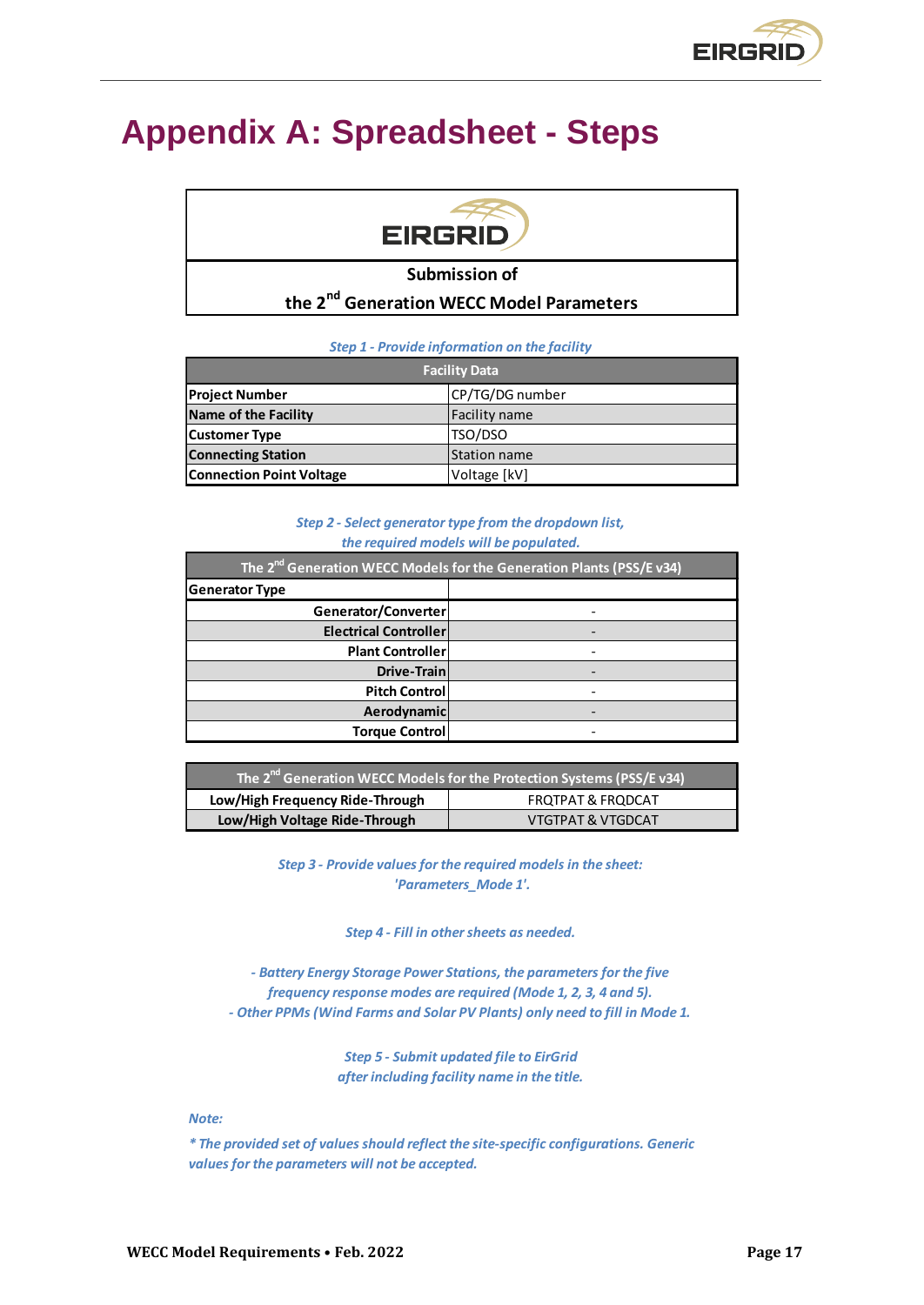# Appendix A: Spreadsheet - Steps

**Submission of**
**the 2nd Generation WECC Model Parameters**

*Step 1 - Provide information on the facility*

| Facility Data | |
|---|---|
| **Project Number** | CP/TG/DG number |
| **Name of the Facility** | Facility name |
| **Customer Type** | TSO/DSO |
| **Connecting Station** | Station name |
| **Connection Point Voltage** | Voltage [kV] |

*Step 2 - Select generator type from the dropdown list,*
*the required models will be populated.*

| The 2nd Generation WECC Models for the Generation Plants (PSS/E v34) | |
|---|---|
| **Generator Type** | |
| **Generator/Converter** | - |
| **Electrical Controller** | - |
| **Plant Controller** | - |
| **Drive-Train** | - |
| **Pitch Control** | - |
| **Aerodynamic** | - |
| **Torque Control** | - |

| The 2nd Generation WECC Models for the Protection Systems (PSS/E v34) | |
|---|---|
| **Low/High Frequency Ride-Through** | FRQTPAT & FRQDCAT |
| **Low/High Voltage Ride-Through** | VTGTPAT & VTGDCAT |

*Step 3 - Provide values for the required models in the sheet:*
*'Parameters_Mode 1'.*

*Step 4 - Fill in other sheets as needed.*

*- Battery Energy Storage Power Stations, the parameters for the five frequency response modes are required (Mode 1, 2, 3, 4 and 5).*
*- Other PPMs (Wind Farms and Solar PV Plants) only need to fill in Mode 1.*

*Step 5 - Submit updated file to EirGrid*
*after including facility name in the title.*

*Note:*

*\* The provided set of values should reflect the site-specific configurations. Generic values for the parameters will not be accepted.*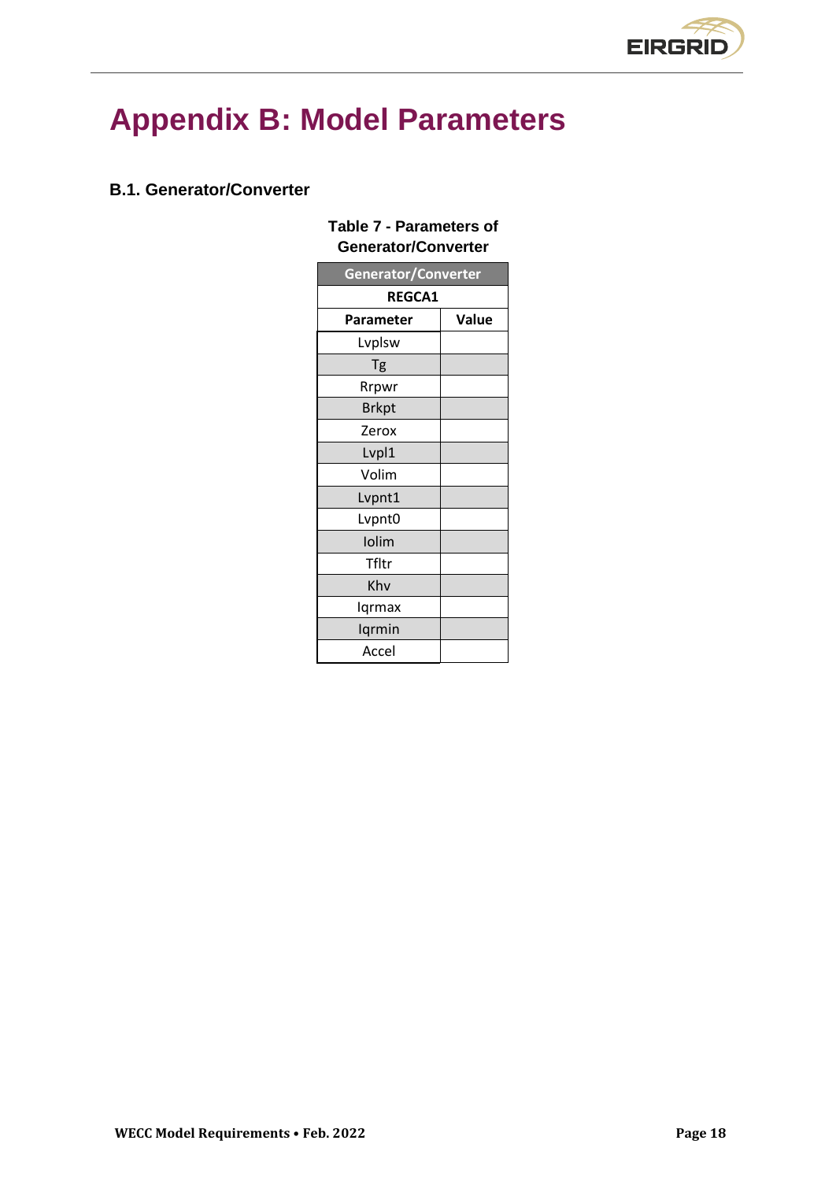# Appendix B: Model Parameters

## B.1. Generator/Converter

**Table 7 - Parameters of Generator/Converter**

| Generator/Converter | |
|---|---|
| **REGCA1** | |
| **Parameter** | **Value** |
| Lvplsw | |
| Tg | |
| Rrpwr | |
| Brkpt | |
| Zerox | |
| Lvpl1 | |
| Volim | |
| Lvpnt1 | |
| Lvpnt0 | |
| Iolim | |
| Tfltr | |
| Khv | |
| Iqrmax | |
| Iqrmin | |
| Accel | |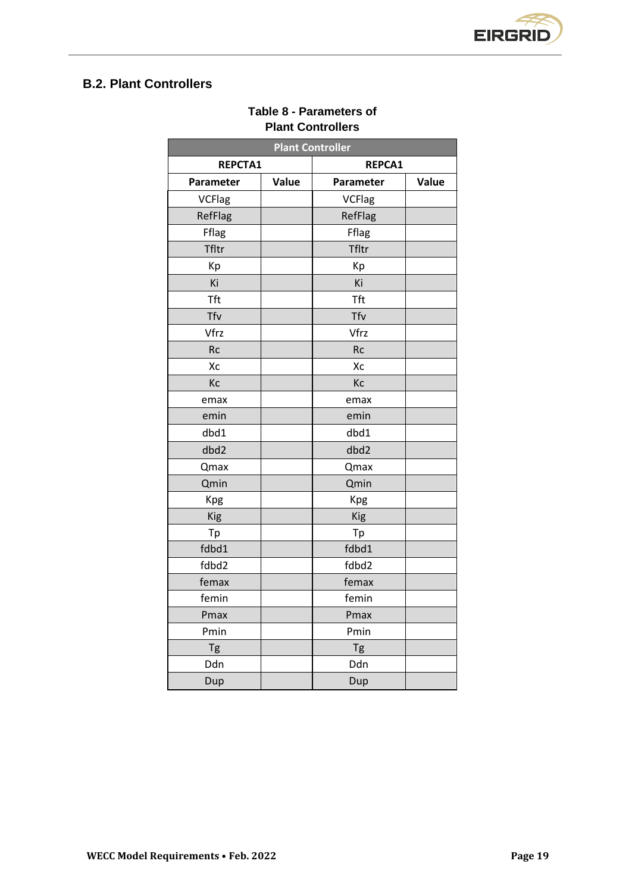## B.2. Plant Controllers

**Table 8 - Parameters of Plant Controllers**

| Plant Controller | | | |
|---|---|---|---|
| **REPCTA1** | | **REPCA1** | |
| **Parameter** | **Value** | **Parameter** | **Value** |
| VCFlag | | VCFlag | |
| RefFlag | | RefFlag | |
| Fflag | | Fflag | |
| Tfltr | | Tfltr | |
| Kp | | Kp | |
| Ki | | Ki | |
| Tft | | Tft | |
| Tfv | | Tfv | |
| Vfrz | | Vfrz | |
| Rc | | Rc | |
| Xc | | Xc | |
| Kc | | Kc | |
| emax | | emax | |
| emin | | emin | |
| dbd1 | | dbd1 | |
| dbd2 | | dbd2 | |
| Qmax | | Qmax | |
| Qmin | | Qmin | |
| Kpg | | Kpg | |
| Kig | | Kig | |
| Tp | | Tp | |
| fdbd1 | | fdbd1 | |
| fdbd2 | | fdbd2 | |
| femax | | femax | |
| femin | | femin | |
| Pmax | | Pmax | |
| Pmin | | Pmin | |
| Tg | | Tg | |
| Ddn | | Ddn | |
| Dup | | Dup | |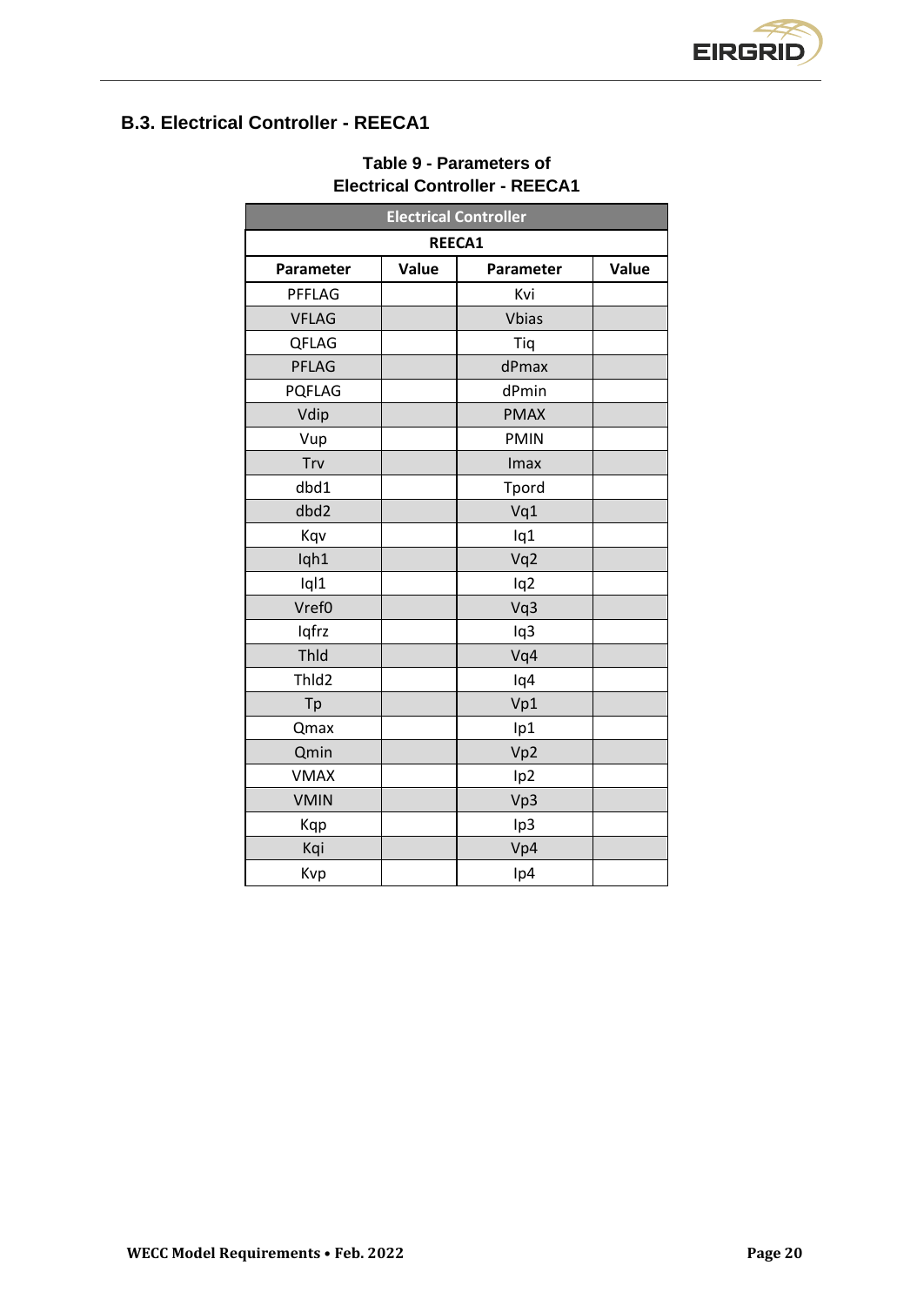## B.3. Electrical Controller - REECA1

**Table 9 - Parameters of Electrical Controller - REECA1**

| Electrical Controller | | | |
|---|---|---|---|
| REECA1 | | | |
| **Parameter** | **Value** | **Parameter** | **Value** |
| PFFLAG | | Kvi | |
| VFLAG | | Vbias | |
| QFLAG | | Tiq | |
| PFLAG | | dPmax | |
| PQFLAG | | dPmin | |
| Vdip | | PMAX | |
| Vup | | PMIN | |
| Trv | | Imax | |
| dbd1 | | Tpord | |
| dbd2 | | Vq1 | |
| Kqv | | Iq1 | |
| Iqh1 | | Vq2 | |
| Iql1 | | Iq2 | |
| Vref0 | | Vq3 | |
| Iqfrz | | Iq3 | |
| Thld | | Vq4 | |
| Thld2 | | Iq4 | |
| Tp | | Vp1 | |
| Qmax | | Ip1 | |
| Qmin | | Vp2 | |
| VMAX | | Ip2 | |
| VMIN | | Vp3 | |
| Kqp | | Ip3 | |
| Kqi | | Vp4 | |
| Kvp | | Ip4 | |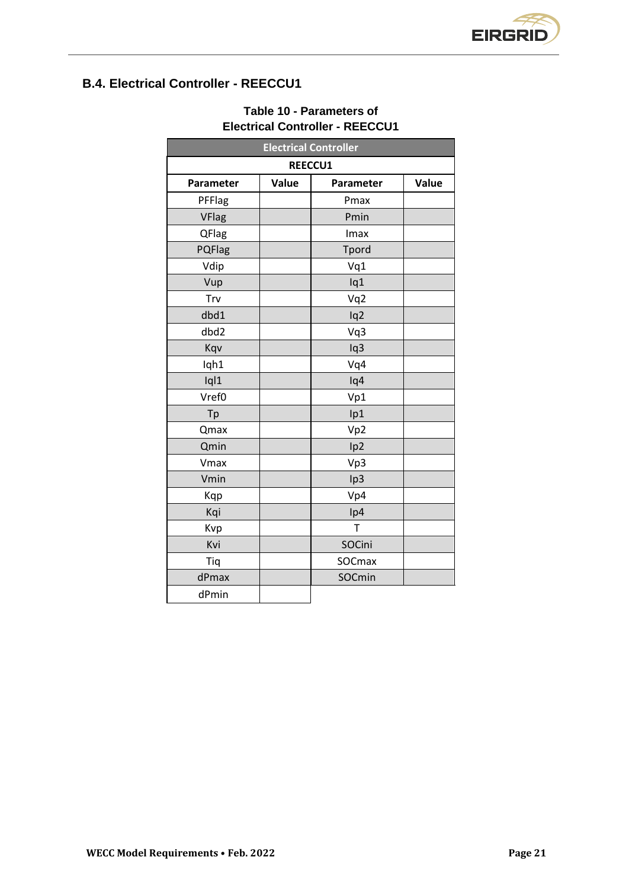### B.4. Electrical Controller - REECCU1

**Table 10 - Parameters of Electrical Controller - REECCU1**

| Electrical Controller | | | |
|---|---|---|---|
| REECCU1 | | | |
| **Parameter** | **Value** | **Parameter** | **Value** |
| PFFlag | | Pmax | |
| VFlag | | Pmin | |
| QFlag | | Imax | |
| PQFlag | | Tpord | |
| Vdip | | Vq1 | |
| Vup | | Iq1 | |
| Trv | | Vq2 | |
| dbd1 | | Iq2 | |
| dbd2 | | Vq3 | |
| Kqv | | Iq3 | |
| Iqh1 | | Vq4 | |
| Iql1 | | Iq4 | |
| Vref0 | | Vp1 | |
| Tp | | Ip1 | |
| Qmax | | Vp2 | |
| Qmin | | Ip2 | |
| Vmax | | Vp3 | |
| Vmin | | Ip3 | |
| Kqp | | Vp4 | |
| Kqi | | Ip4 | |
| Kvp | | T | |
| Kvi | | SOCini | |
| Tiq | | SOCmax | |
| dPmax | | SOCmin | |
| dPmin | | | |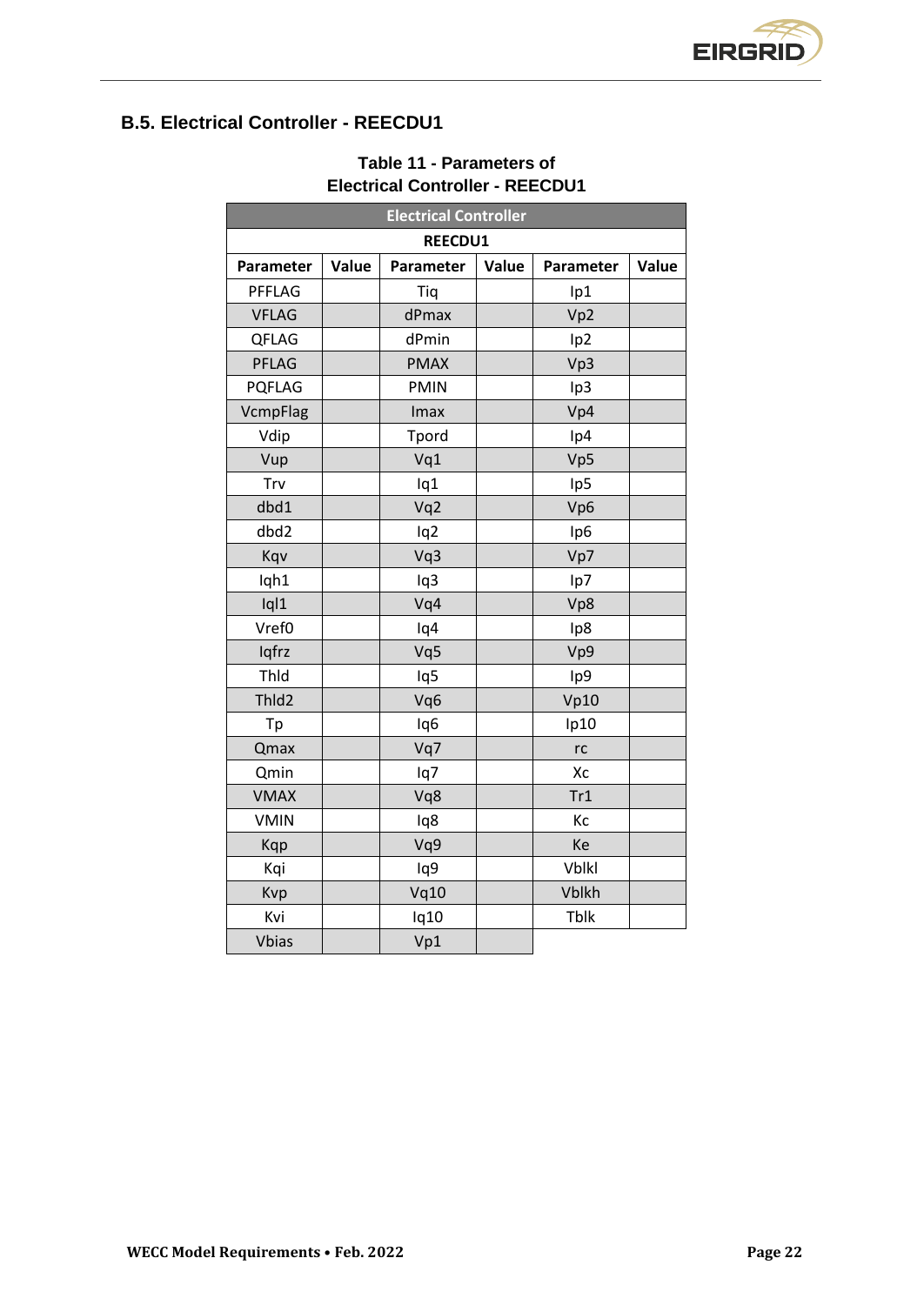## B.5. Electrical Controller - REECDU1

**Table 11 - Parameters of Electrical Controller - REECDU1**

| Electrical Controller | | | | | |
|---|---|---|---|---|---|
| REECDU1 | | | | | |
| Parameter | Value | Parameter | Value | Parameter | Value |
| PFFLAG | | Tiq | | Ip1 | |
| VFLAG | | dPmax | | Vp2 | |
| QFLAG | | dPmin | | Ip2 | |
| PFLAG | | PMAX | | Vp3 | |
| PQFLAG | | PMIN | | Ip3 | |
| VcmpFlag | | Imax | | Vp4 | |
| Vdip | | Tpord | | Ip4 | |
| Vup | | Vq1 | | Vp5 | |
| Trv | | Iq1 | | Ip5 | |
| dbd1 | | Vq2 | | Vp6 | |
| dbd2 | | Iq2 | | Ip6 | |
| Kqv | | Vq3 | | Vp7 | |
| Iqh1 | | Iq3 | | Ip7 | |
| Iql1 | | Vq4 | | Vp8 | |
| Vref0 | | Iq4 | | Ip8 | |
| Iqfrz | | Vq5 | | Vp9 | |
| Thld | | Iq5 | | Ip9 | |
| Thld2 | | Vq6 | | Vp10 | |
| Tp | | Iq6 | | Ip10 | |
| Qmax | | Vq7 | | rc | |
| Qmin | | Iq7 | | Xc | |
| VMAX | | Vq8 | | Tr1 | |
| VMIN | | Iq8 | | Kc | |
| Kqp | | Vq9 | | Ke | |
| Kqi | | Iq9 | | Vblkl | |
| Kvp | | Vq10 | | Vblkh | |
| Kvi | | Iq10 | | Tblk | |
| Vbias | | Vp1 | | | |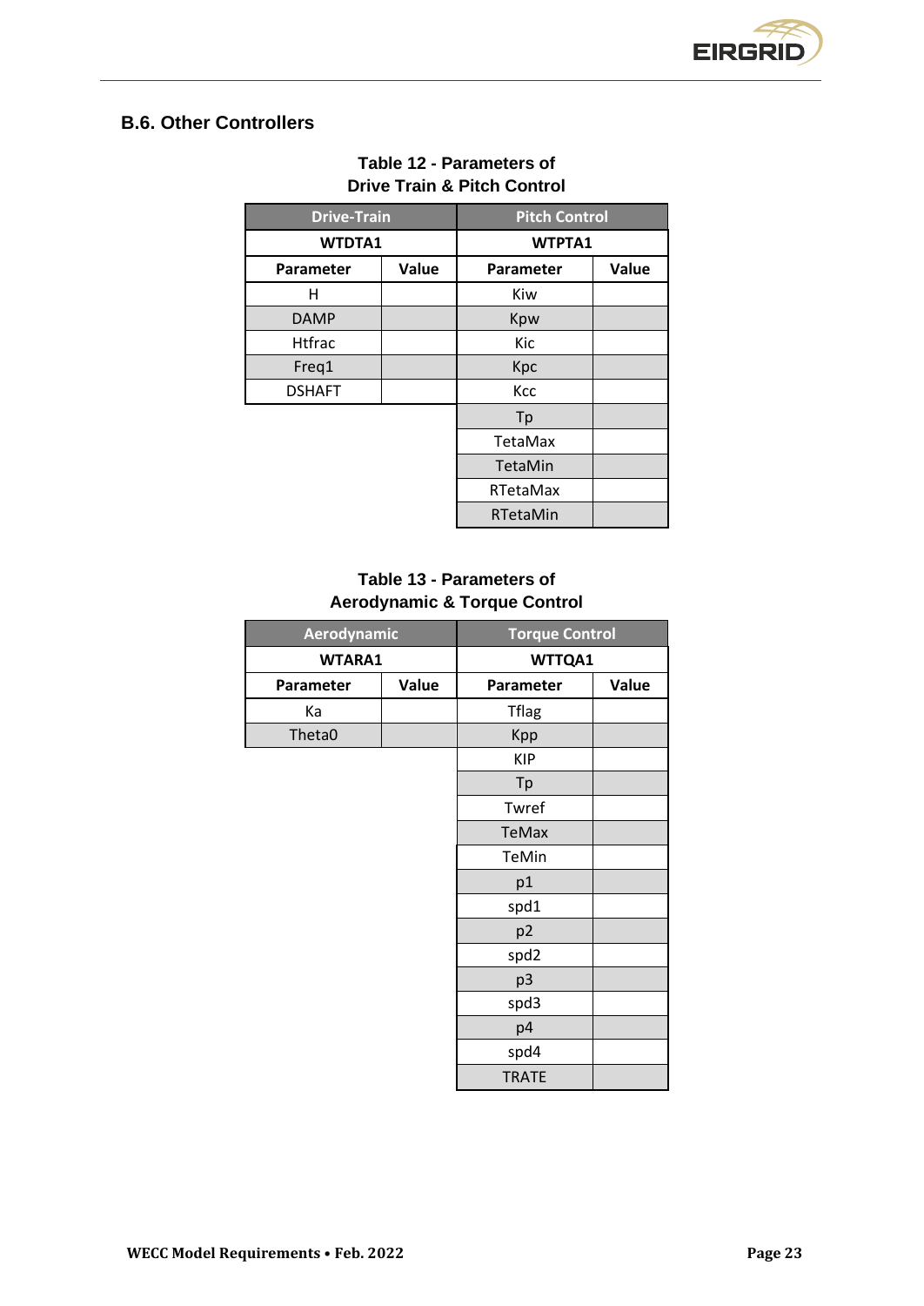### B.6. Other Controllers

**Table 12 - Parameters of Drive Train & Pitch Control**

| Drive-Train | | Pitch Control | |
|---|---|---|---|
| WTDTA1 | | WTPTA1 | |
| Parameter | Value | Parameter | Value |
| H | | Kiw | |
| DAMP | | Kpw | |
| Htfrac | | Kic | |
| Freq1 | | Kpc | |
| DSHAFT | | Kcc | |
| | | Tp | |
| | | TetaMax | |
| | | TetaMin | |
| | | RTetaMax | |
| | | RTetaMin | |

**Table 13 - Parameters of Aerodynamic & Torque Control**

| Aerodynamic | | Torque Control | |
|---|---|---|---|
| WTARA1 | | WTTQA1 | |
| Parameter | Value | Parameter | Value |
| Ka | | Tflag | |
| Theta0 | | Kpp | |
| | | KIP | |
| | | Tp | |
| | | Twref | |
| | | TeMax | |
| | | TeMin | |
| | | p1 | |
| | | spd1 | |
| | | p2 | |
| | | spd2 | |
| | | p3 | |
| | | spd3 | |
| | | p4 | |
| | | spd4 | |
| | | TRATE | |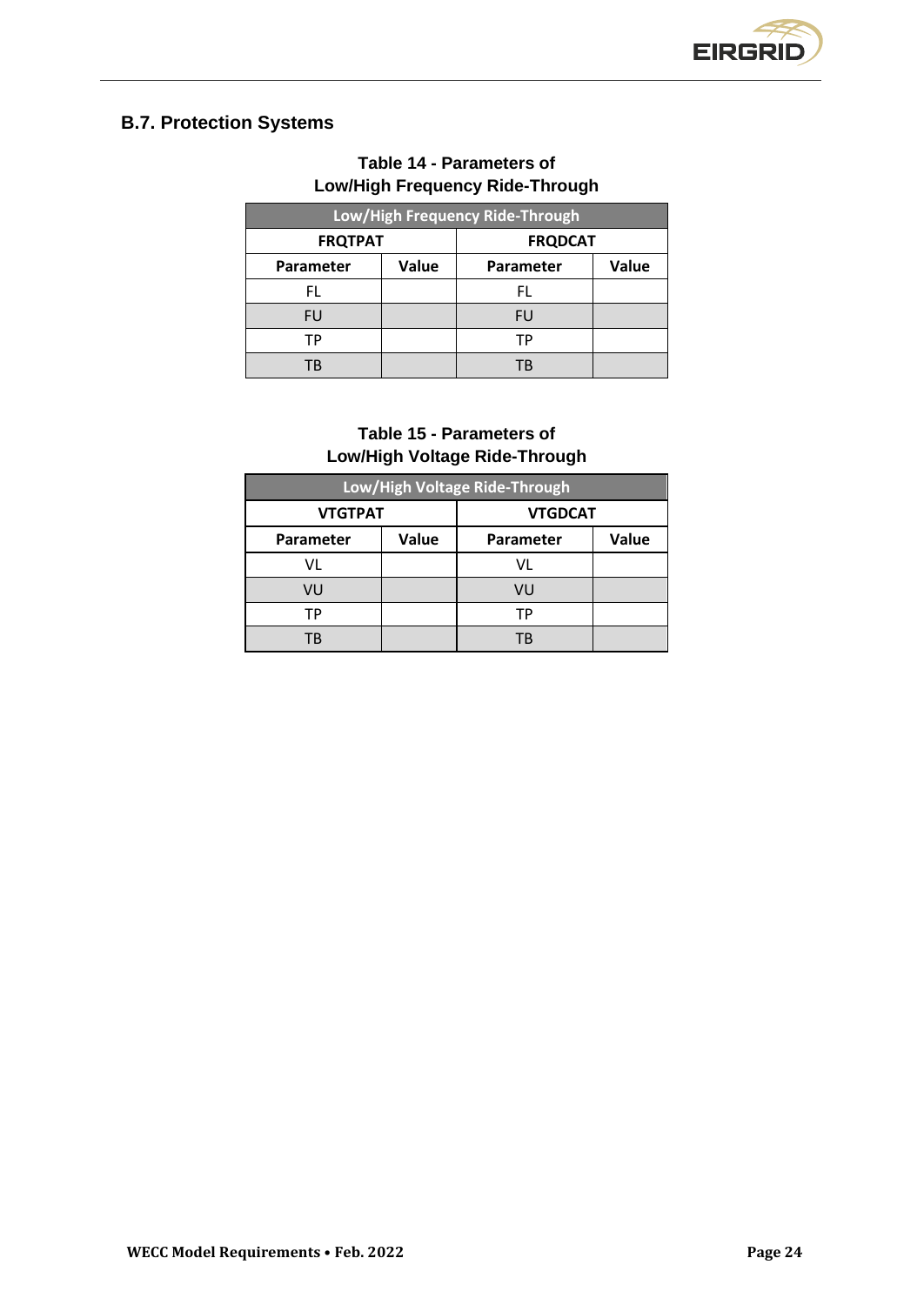## B.7. Protection Systems

**Table 14 - Parameters of Low/High Frequency Ride-Through**

| Low/High Frequency Ride-Through | | | |
|---|---|---|---|
| **FRQTPAT** | | **FRQDCAT** | |
| **Parameter** | **Value** | **Parameter** | **Value** |
| FL | | FL | |
| FU | | FU | |
| TP | | TP | |
| TB | | TB | |

**Table 15 - Parameters of Low/High Voltage Ride-Through**

| Low/High Voltage Ride-Through | | | |
|---|---|---|---|
| **VTGTPAT** | | **VTGDCAT** | |
| **Parameter** | **Value** | **Parameter** | **Value** |
| VL | | VL | |
| VU | | VU | |
| TP | | TP | |
| TB | | TB | |